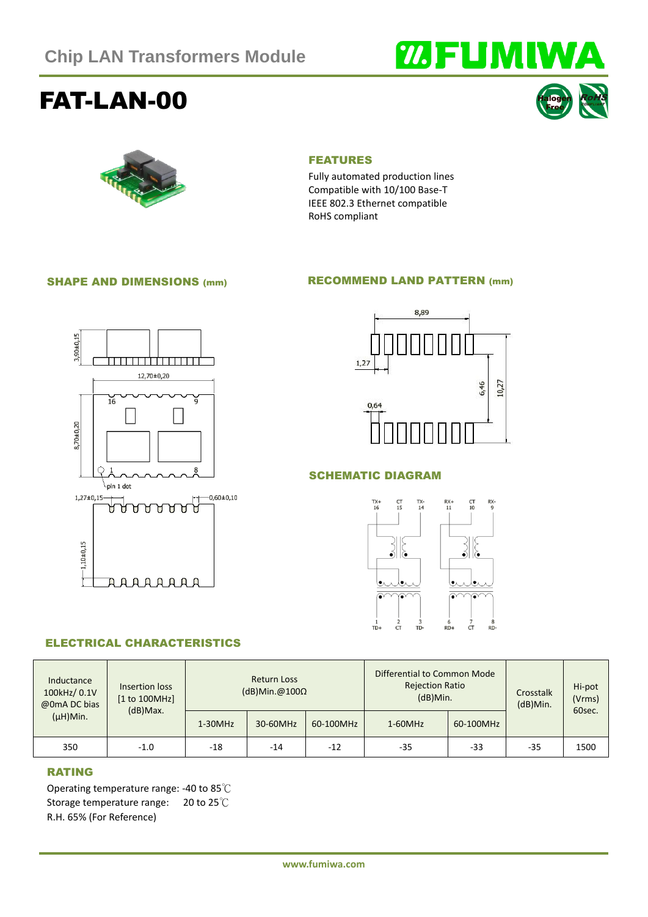Chip LAN Transformers Module

# FAT-LAN-00

## FEATURES

Fully automated production lines
Compatible with 10/100 Base-T
IEEE 802.3 Ethernet compatible
RoHS compliant

## SHAPE AND DIMENSIONS (mm)

## RECOMMEND LAND PATTERN (mm)

## SCHEMATIC DIAGRAM

## ELECTRICAL CHARACTERISTICS

| Inductance 100kHz/ 0.1V @0mA DC bias (μH)Min. | Insertion loss [1 to 100MHz] (dB)Max. | Return Loss (dB)Min.@100Ω | | | Differential to Common Mode Rejection Ratio (dB)Min. | | Crosstalk (dB)Min. | Hi-pot (Vrms) 60sec. |
|---|---|---|---|---|---|---|---|---|
| | | 1-30MHz | 30-60MHz | 60-100MHz | 1-60MHz | 60-100MHz | | |
| 350 | -1.0 | -18 | -14 | -12 | -35 | -33 | -35 | 1500 |

## RATING

Operating temperature range: -40 to 85℃
Storage temperature range: 20 to 25℃
R.H. 65% (For Reference)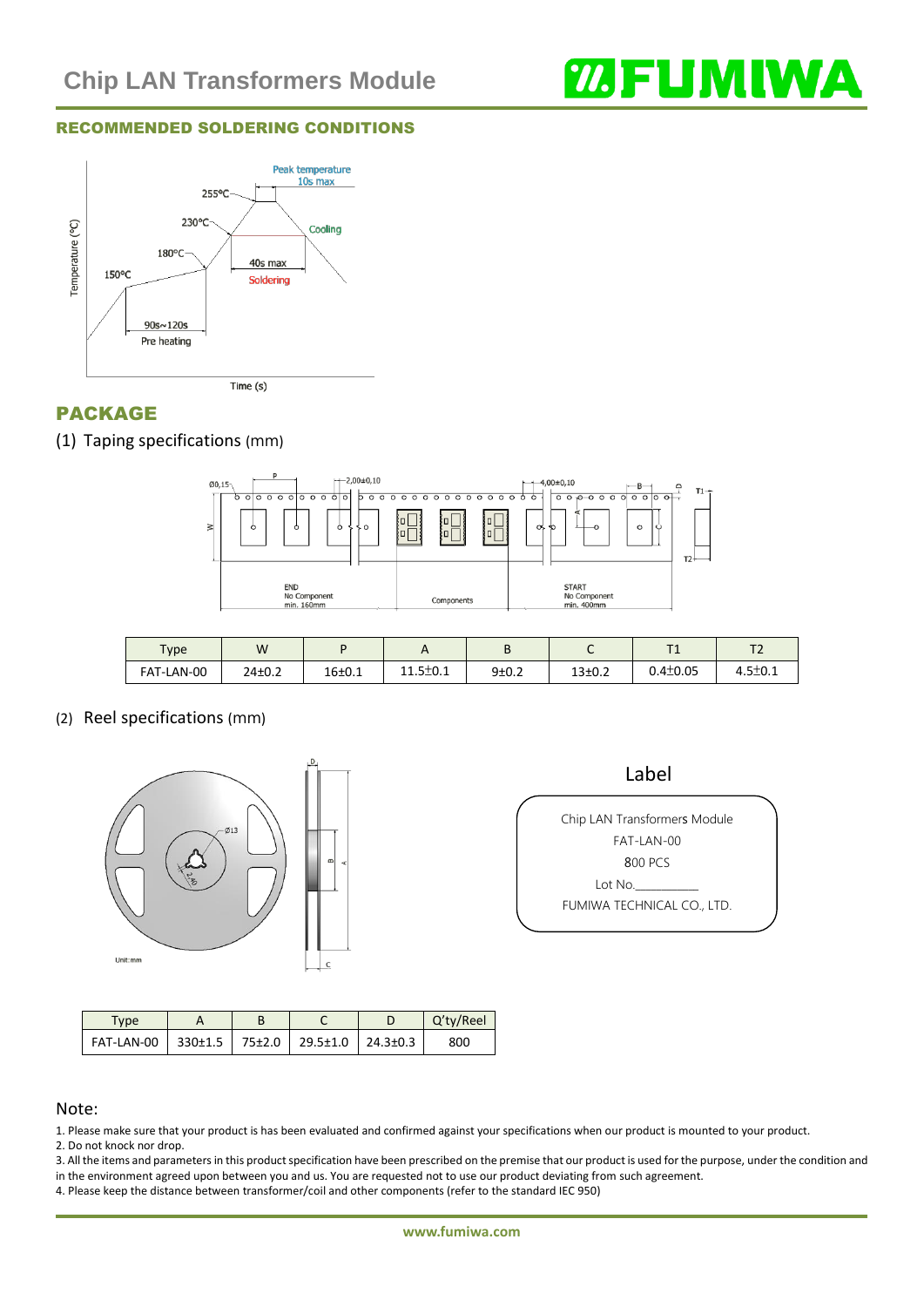## RECOMMENDED SOLDERING CONDITIONS

Peak temperature
10s max
255°C
230°C
180°C
150°C
Cooling
40s max
Soldering
90s~120s
Pre heating
Temperature (°C)
Time (s)

## PACKAGE

### (1) Taping specifications (mm)

Ø0,15
P
2,00±0,10
4,00±0,10
B
D
T1
T2
W
A
C
END
No Component
min. 160mm
Components
START
No Component
min. 400mm

| Type | W | P | A | B | C | T1 | T2 |
|---|---|---|---|---|---|---|---|
| FAT-LAN-00 | 24±0.2 | 16±0.1 | 11.5±0.1 | 9±0.2 | 13±0.2 | 0.4±0.05 | 4.5±0.1 |

### (2) Reel specifications (mm)

Ø13
2.40
D
B
A
C
Unit:mm

Label

Chip LAN Transformers Module
FAT-LAN-00
800 PCS
Lot No.__________
FUMIWA TECHNICAL CO., LTD.

| Type | A | B | C | D | Q'ty/Reel |
|---|---|---|---|---|---|
| FAT-LAN-00 | 330±1.5 | 75±2.0 | 29.5±1.0 | 24.3±0.3 | 800 |

Note:

1. Please make sure that your product is has been evaluated and confirmed against your specifications when our product is mounted to your product.
2. Do not knock nor drop.
3. All the items and parameters in this product specification have been prescribed on the premise that our product is used for the purpose, under the condition and in the environment agreed upon between you and us. You are requested not to use our product deviating from such agreement.
4. Please keep the distance between transformer/coil and other components (refer to the standard IEC 950)